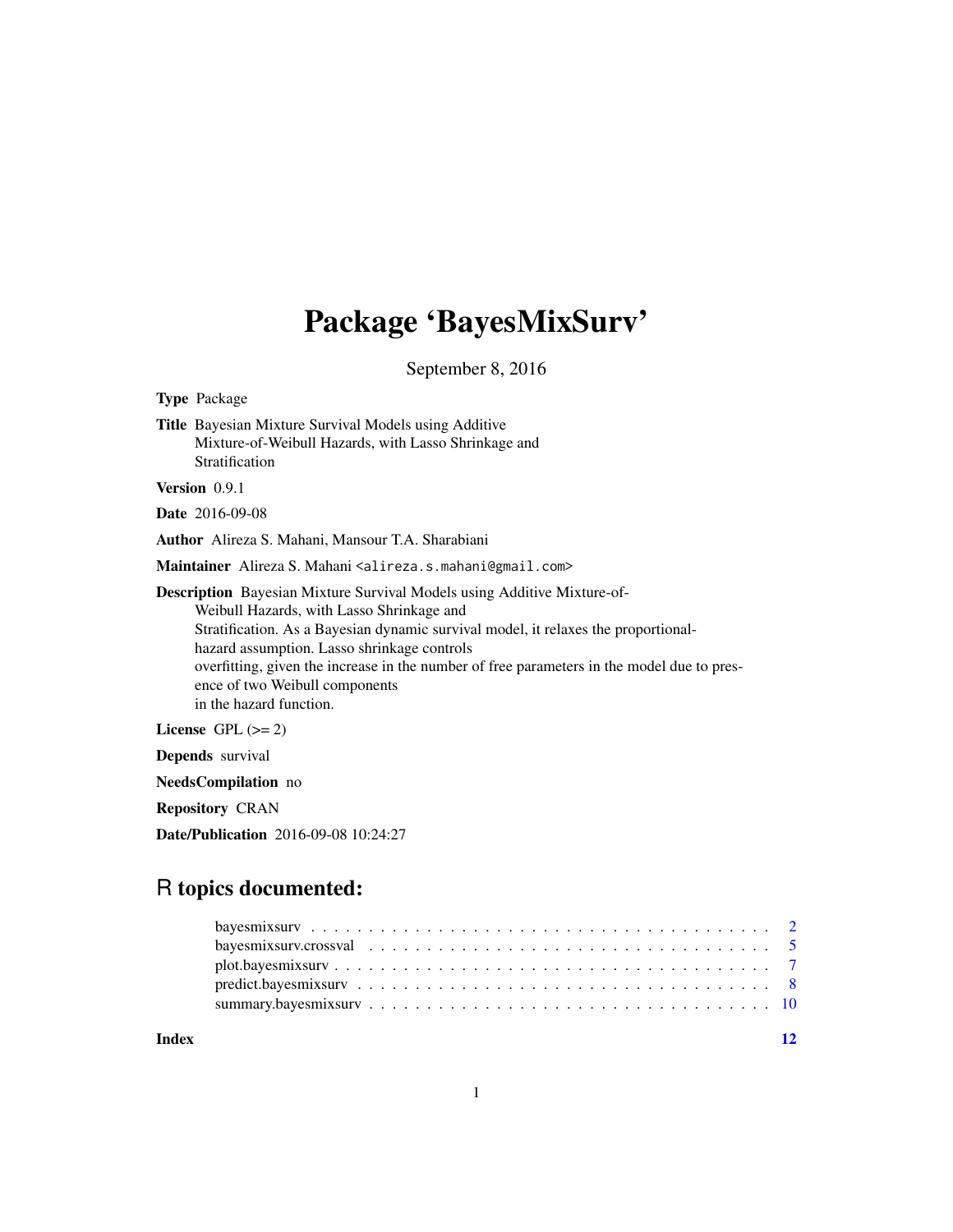# Package 'BayesMixSurv'

September 8, 2016

**Type** Package

**Title** Bayesian Mixture Survival Models using Additive Mixture-of-Weibull Hazards, with Lasso Shrinkage and Stratification

**Version** 0.9.1

**Date** 2016-09-08

**Author** Alireza S. Mahani, Mansour T.A. Sharabiani

**Maintainer** Alireza S. Mahani <alireza.s.mahani@gmail.com>

**Description** Bayesian Mixture Survival Models using Additive Mixture-of-Weibull Hazards, with Lasso Shrinkage and Stratification. As a Bayesian dynamic survival model, it relaxes the proportional-hazard assumption. Lasso shrinkage controls overfitting, given the increase in the number of free parameters in the model due to presence of two Weibull components in the hazard function.

**License** GPL (>= 2)

**Depends** survival

**NeedsCompilation** no

**Repository** CRAN

**Date/Publication** 2016-09-08 10:24:27

## R topics documented:

- bayesmixsurv . . . . . . . . . . . . . . . . . . . . . . . . . . . . . . . . . . . . . . . . 2
- bayesmixsurv.crossval . . . . . . . . . . . . . . . . . . . . . . . . . . . . . . . . . . . 5
- plot.bayesmixsurv . . . . . . . . . . . . . . . . . . . . . . . . . . . . . . . . . . . . . 7
- predict.bayesmixsurv . . . . . . . . . . . . . . . . . . . . . . . . . . . . . . . . . . . . 8
- summary.bayesmixsurv . . . . . . . . . . . . . . . . . . . . . . . . . . . . . . . . . . . 10

**Index** 12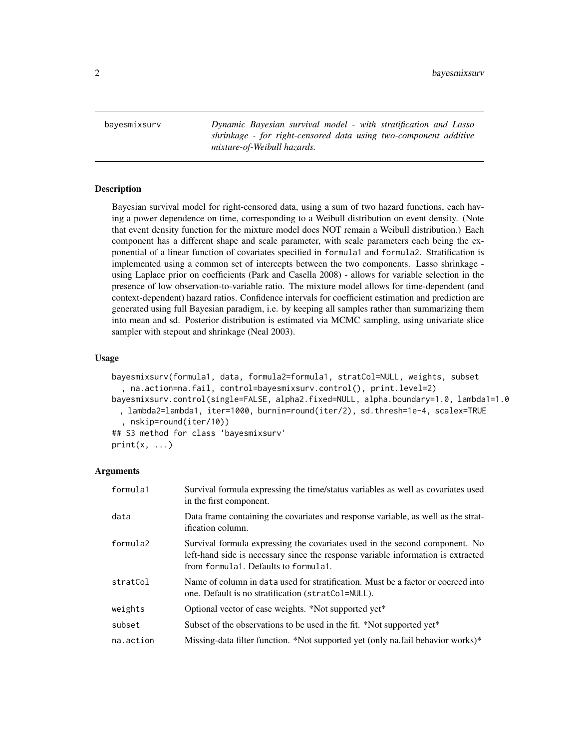bayesmixsurv — *Dynamic Bayesian survival model - with stratification and Lasso shrinkage - for right-censored data using two-component additive mixture-of-Weibull hazards.*

## Description

Bayesian survival model for right-censored data, using a sum of two hazard functions, each having a power dependence on time, corresponding to a Weibull distribution on event density. (Note that event density function for the mixture model does NOT remain a Weibull distribution.) Each component has a different shape and scale parameter, with scale parameters each being the exponential of a linear function of covariates specified in formula1 and formula2. Stratification is implemented using a common set of intercepts between the two components. Lasso shrinkage - using Laplace prior on coefficients (Park and Casella 2008) - allows for variable selection in the presence of low observation-to-variable ratio. The mixture model allows for time-dependent (and context-dependent) hazard ratios. Confidence intervals for coefficient estimation and prediction are generated using full Bayesian paradigm, i.e. by keeping all samples rather than summarizing them into mean and sd. Posterior distribution is estimated via MCMC sampling, using univariate slice sampler with stepout and shrinkage (Neal 2003).

## Usage

```
bayesmixsurv(formula1, data, formula2=formula1, stratCol=NULL, weights, subset
  , na.action=na.fail, control=bayesmixsurv.control(), print.level=2)
bayesmixsurv.control(single=FALSE, alpha2.fixed=NULL, alpha.boundary=1.0, lambda1=1.0
  , lambda2=lambda1, iter=1000, burnin=round(iter/2), sd.thresh=1e-4, scalex=TRUE
  , nskip=round(iter/10))
## S3 method for class 'bayesmixsurv'
print(x, ...)
```

## Arguments

| Argument | Description |
|---|---|
| formula1 | Survival formula expressing the time/status variables as well as covariates used in the first component. |
| data | Data frame containing the covariates and response variable, as well as the stratification column. |
| formula2 | Survival formula expressing the covariates used in the second component. No left-hand side is necessary since the response variable information is extracted from formula1. Defaults to formula1. |
| stratCol | Name of column in data used for stratification. Must be a factor or coerced into one. Default is no stratification (stratCol=NULL). |
| weights | Optional vector of case weights. *Not supported yet* |
| subset | Subset of the observations to be used in the fit. *Not supported yet* |
| na.action | Missing-data filter function. *Not supported yet (only na.fail behavior works)* |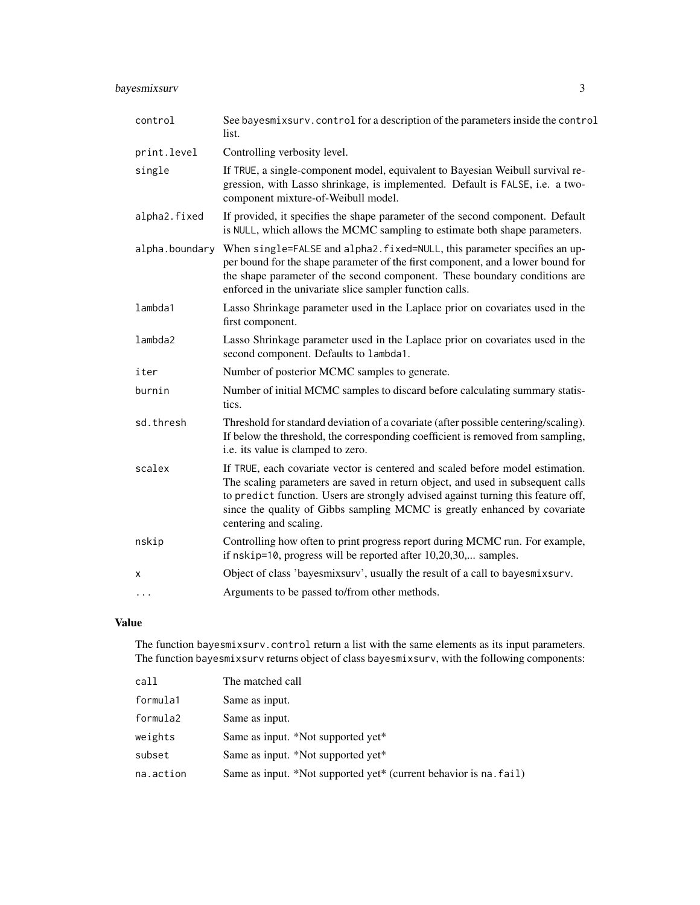| | |
|---|---|
| `control` | See `bayesmixsurv.control` for a description of the parameters inside the `control` list. |
| `print.level` | Controlling verbosity level. |
| `single` | If `TRUE`, a single-component model, equivalent to Bayesian Weibull survival regression, with Lasso shrinkage, is implemented. Default is `FALSE`, i.e. a two-component mixture-of-Weibull model. |
| `alpha2.fixed` | If provided, it specifies the shape parameter of the second component. Default is `NULL`, which allows the MCMC sampling to estimate both shape parameters. |
| `alpha.boundary` | When `single=FALSE` and `alpha2.fixed=NULL`, this parameter specifies an upper bound for the shape parameter of the first component, and a lower bound for the shape parameter of the second component. These boundary conditions are enforced in the univariate slice sampler function calls. |
| `lambda1` | Lasso Shrinkage parameter used in the Laplace prior on covariates used in the first component. |
| `lambda2` | Lasso Shrinkage parameter used in the Laplace prior on covariates used in the second component. Defaults to `lambda1`. |
| `iter` | Number of posterior MCMC samples to generate. |
| `burnin` | Number of initial MCMC samples to discard before calculating summary statistics. |
| `sd.thresh` | Threshold for standard deviation of a covariate (after possible centering/scaling). If below the threshold, the corresponding coefficient is removed from sampling, i.e. its value is clamped to zero. |
| `scalex` | If `TRUE`, each covariate vector is centered and scaled before model estimation. The scaling parameters are saved in return object, and used in subsequent calls to `predict` function. Users are strongly advised against turning this feature off, since the quality of Gibbs sampling MCMC is greatly enhanced by covariate centering and scaling. |
| `nskip` | Controlling how often to print progress report during MCMC run. For example, if `nskip=10`, progress will be reported after 10,20,30,... samples. |
| `x` | Object of class 'bayesmixsurv', usually the result of a call to `bayesmixsurv`. |
| `...` | Arguments to be passed to/from other methods. |

## Value

The function `bayesmixsurv.control` return a list with the same elements as its input parameters. The function `bayesmixsurv` returns object of class `bayesmixsurv`, with the following components:

| | |
|---|---|
| `call` | The matched call |
| `formula1` | Same as input. |
| `formula2` | Same as input. |
| `weights` | Same as input. *Not supported yet* |
| `subset` | Same as input. *Not supported yet* |
| `na.action` | Same as input. *Not supported yet* (current behavior is `na.fail`) |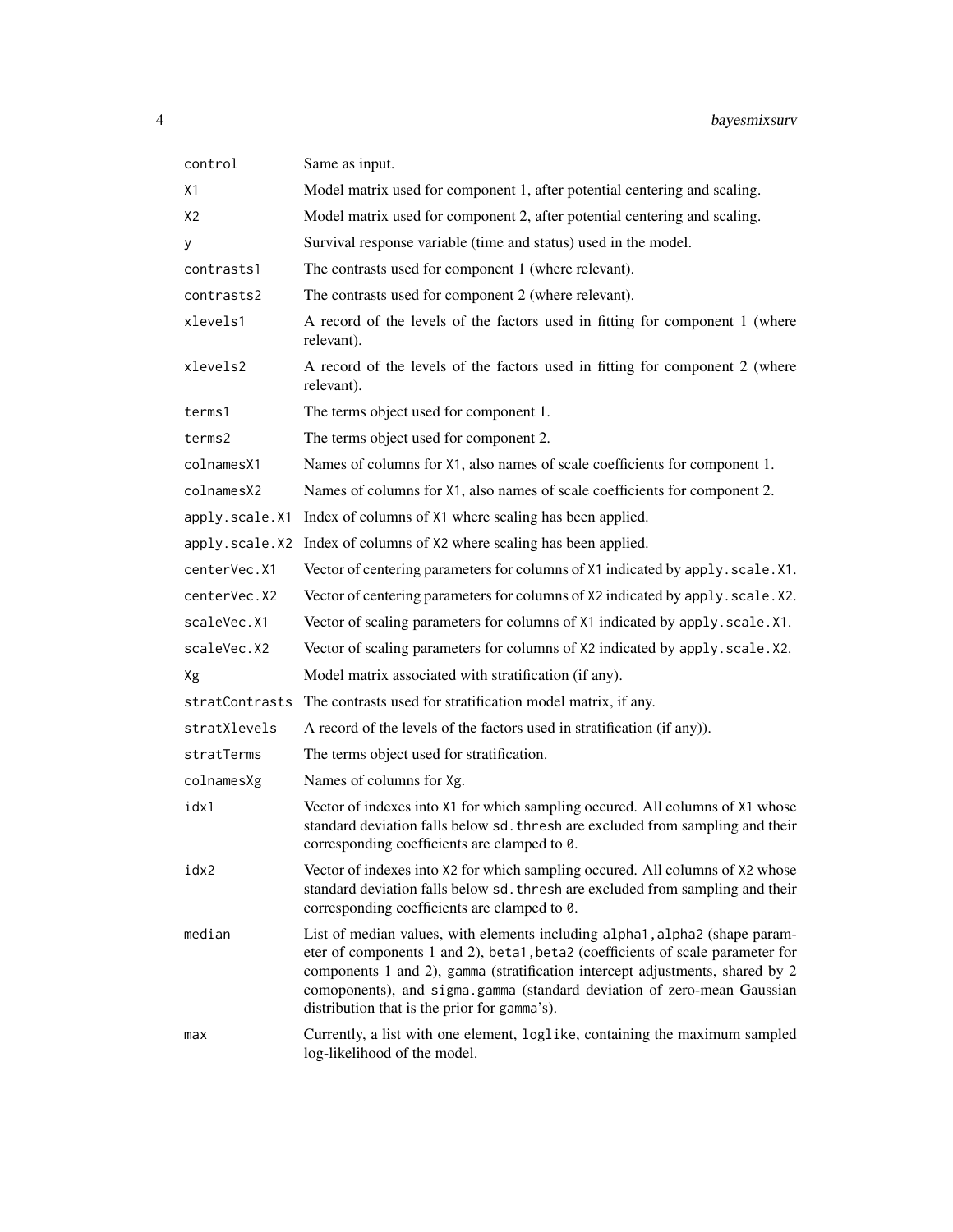| | |
|---|---|
| `control` | Same as input. |
| `X1` | Model matrix used for component 1, after potential centering and scaling. |
| `X2` | Model matrix used for component 2, after potential centering and scaling. |
| `y` | Survival response variable (time and status) used in the model. |
| `contrasts1` | The contrasts used for component 1 (where relevant). |
| `contrasts2` | The contrasts used for component 2 (where relevant). |
| `xlevels1` | A record of the levels of the factors used in fitting for component 1 (where relevant). |
| `xlevels2` | A record of the levels of the factors used in fitting for component 2 (where relevant). |
| `terms1` | The terms object used for component 1. |
| `terms2` | The terms object used for component 2. |
| `colnamesX1` | Names of columns for `X1`, also names of scale coefficients for component 1. |
| `colnamesX2` | Names of columns for `X1`, also names of scale coefficients for component 2. |
| `apply.scale.X1` | Index of columns of `X1` where scaling has been applied. |
| `apply.scale.X2` | Index of columns of `X2` where scaling has been applied. |
| `centerVec.X1` | Vector of centering parameters for columns of `X1` indicated by `apply.scale.X1`. |
| `centerVec.X2` | Vector of centering parameters for columns of `X2` indicated by `apply.scale.X2`. |
| `scaleVec.X1` | Vector of scaling parameters for columns of `X1` indicated by `apply.scale.X1`. |
| `scaleVec.X2` | Vector of scaling parameters for columns of `X2` indicated by `apply.scale.X2`. |
| `Xg` | Model matrix associated with stratification (if any). |
| `stratContrasts` | The contrasts used for stratification model matrix, if any. |
| `stratXlevels` | A record of the levels of the factors used in stratification (if any)). |
| `stratTerms` | The terms object used for stratification. |
| `colnamesXg` | Names of columns for `Xg`. |
| `idx1` | Vector of indexes into `X1` for which sampling occured. All columns of `X1` whose standard deviation falls below `sd.thresh` are excluded from sampling and their corresponding coefficients are clamped to `0`. |
| `idx2` | Vector of indexes into `X2` for which sampling occured. All columns of `X2` whose standard deviation falls below `sd.thresh` are excluded from sampling and their corresponding coefficients are clamped to `0`. |
| `median` | List of median values, with elements including `alpha1,alpha2` (shape parameter of components 1 and 2), `beta1,beta2` (coefficients of scale parameter for components 1 and 2), `gamma` (stratification intercept adjustments, shared by 2 comoponents), and `sigma.gamma` (standard deviation of zero-mean Gaussian distribution that is the prior for `gamma`'s). |
| `max` | Currently, a list with one element, `loglike`, containing the maximum sampled log-likelihood of the model. |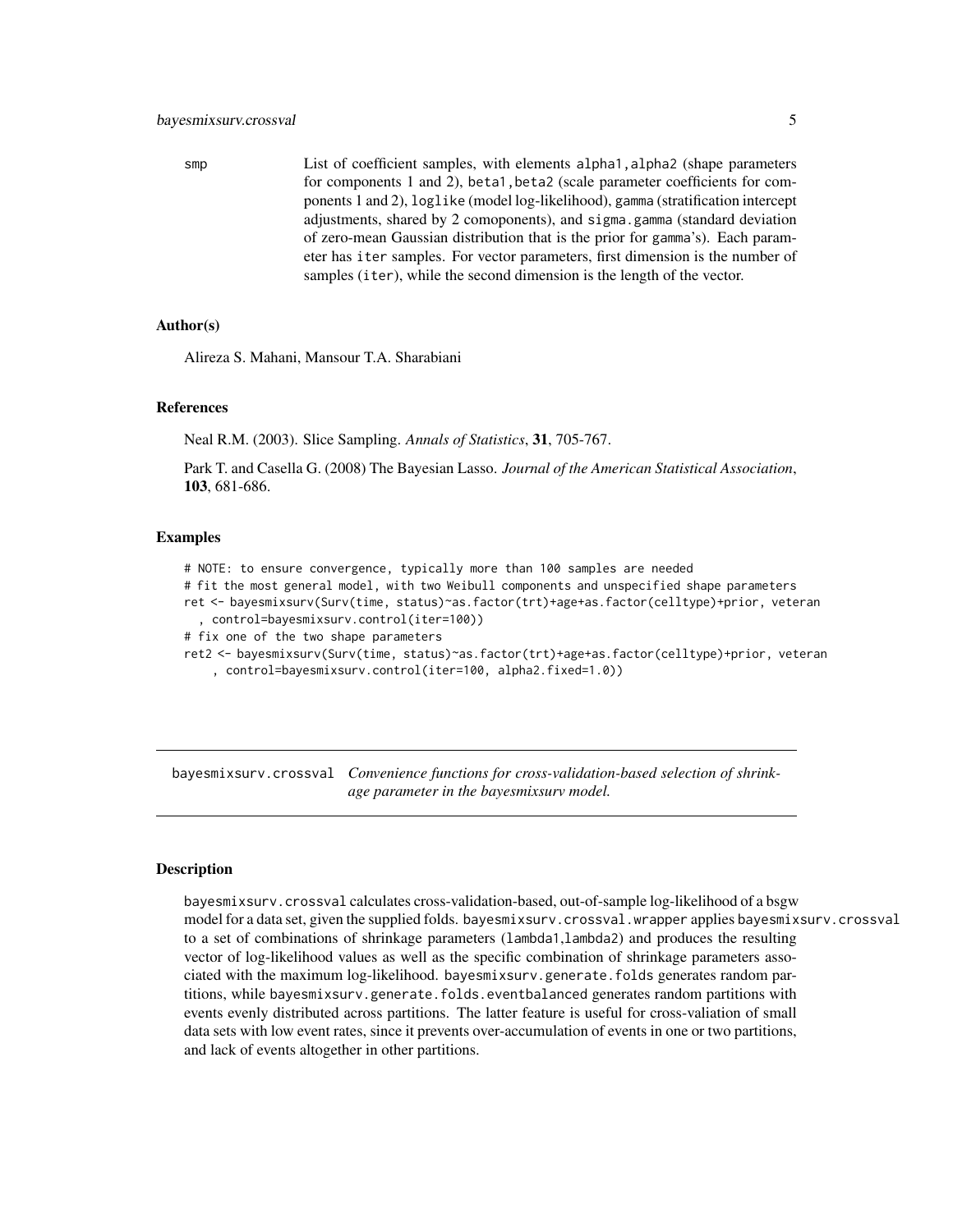smp List of coefficient samples, with elements `alpha1,alpha2` (shape parameters for components 1 and 2), `beta1,beta2` (scale parameter coefficients for components 1 and 2), `loglike` (model log-likelihood), `gamma` (stratification intercept adjustments, shared by 2 comoponents), and `sigma.gamma` (standard deviation of zero-mean Gaussian distribution that is the prior for `gamma`'s). Each parameter has `iter` samples. For vector parameters, first dimension is the number of samples (`iter`), while the second dimension is the length of the vector.

### Author(s)

Alireza S. Mahani, Mansour T.A. Sharabiani

### References

Neal R.M. (2003). Slice Sampling. *Annals of Statistics*, **31**, 705-767.

Park T. and Casella G. (2008) The Bayesian Lasso. *Journal of the American Statistical Association*, **103**, 681-686.

### Examples

```
# NOTE: to ensure convergence, typically more than 100 samples are needed
# fit the most general model, with two Weibull components and unspecified shape parameters
ret <- bayesmixsurv(Surv(time, status)~as.factor(trt)+age+as.factor(celltype)+prior, veteran
  , control=bayesmixsurv.control(iter=100))
# fix one of the two shape parameters
ret2 <- bayesmixsurv(Surv(time, status)~as.factor(trt)+age+as.factor(celltype)+prior, veteran
    , control=bayesmixsurv.control(iter=100, alpha2.fixed=1.0))
```

---

## bayesmixsurv.crossval *Convenience functions for cross-validation-based selection of shrinkage parameter in the bayesmixsurv model.*

---

### Description

`bayesmixsurv.crossval` calculates cross-validation-based, out-of-sample log-likelihood of a bsgw model for a data set, given the supplied folds. `bayesmixsurv.crossval.wrapper` applies `bayesmixsurv.crossval` to a set of combinations of shrinkage parameters (`lambda1`,`lambda2`) and produces the resulting vector of log-likelihood values as well as the specific combination of shrinkage parameters associated with the maximum log-likelihood. `bayesmixsurv.generate.folds` generates random partitions, while `bayesmixsurv.generate.folds.eventbalanced` generates random partitions with events evenly distributed across partitions. The latter feature is useful for cross-valiation of small data sets with low event rates, since it prevents over-accumulation of events in one or two partitions, and lack of events altogether in other partitions.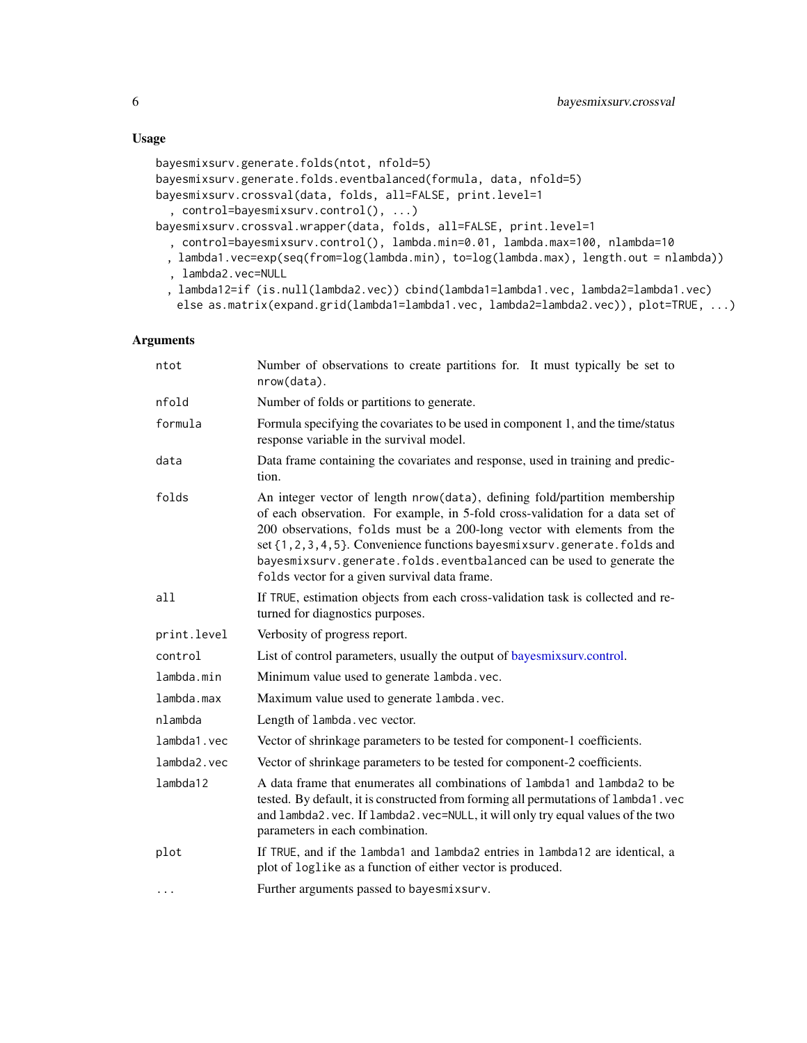## Usage

```
bayesmixsurv.generate.folds(ntot, nfold=5)
bayesmixsurv.generate.folds.eventbalanced(formula, data, nfold=5)
bayesmixsurv.crossval(data, folds, all=FALSE, print.level=1
  , control=bayesmixsurv.control(), ...)
bayesmixsurv.crossval.wrapper(data, folds, all=FALSE, print.level=1
  , control=bayesmixsurv.control(), lambda.min=0.01, lambda.max=100, nlambda=10
  , lambda1.vec=exp(seq(from=log(lambda.min), to=log(lambda.max), length.out = nlambda))
  , lambda2.vec=NULL
  , lambda12=if (is.null(lambda2.vec)) cbind(lambda1=lambda1.vec, lambda2=lambda1.vec)
    else as.matrix(expand.grid(lambda1=lambda1.vec, lambda2=lambda2.vec)), plot=TRUE, ...)
```

## Arguments

| | |
|---|---|
| `ntot` | Number of observations to create partitions for. It must typically be set to `nrow(data)`. |
| `nfold` | Number of folds or partitions to generate. |
| `formula` | Formula specifying the covariates to be used in component 1, and the time/status response variable in the survival model. |
| `data` | Data frame containing the covariates and response, used in training and prediction. |
| `folds` | An integer vector of length `nrow(data)`, defining fold/partition membership of each observation. For example, in 5-fold cross-validation for a data set of 200 observations, `folds` must be a 200-long vector with elements from the set `{1,2,3,4,5}`. Convenience functions `bayesmixsurv.generate.folds` and `bayesmixsurv.generate.folds.eventbalanced` can be used to generate the `folds` vector for a given survival data frame. |
| `all` | If `TRUE`, estimation objects from each cross-validation task is collected and returned for diagnostics purposes. |
| `print.level` | Verbosity of progress report. |
| `control` | List of control parameters, usually the output of bayesmixsurv.control. |
| `lambda.min` | Minimum value used to generate `lambda.vec`. |
| `lambda.max` | Maximum value used to generate `lambda.vec`. |
| `nlambda` | Length of `lambda.vec` vector. |
| `lambda1.vec` | Vector of shrinkage parameters to be tested for component-1 coefficients. |
| `lambda2.vec` | Vector of shrinkage parameters to be tested for component-2 coefficients. |
| `lambda12` | A data frame that enumerates all combinations of `lambda1` and `lambda2` to be tested. By default, it is constructed from forming all permutations of `lambda1.vec` and `lambda2.vec`. If `lambda2.vec=NULL`, it will only try equal values of the two parameters in each combination. |
| `plot` | If `TRUE`, and if the `lambda1` and `lambda2` entries in `lambda12` are identical, a plot of `loglike` as a function of either vector is produced. |
| `...` | Further arguments passed to `bayesmixsurv`. |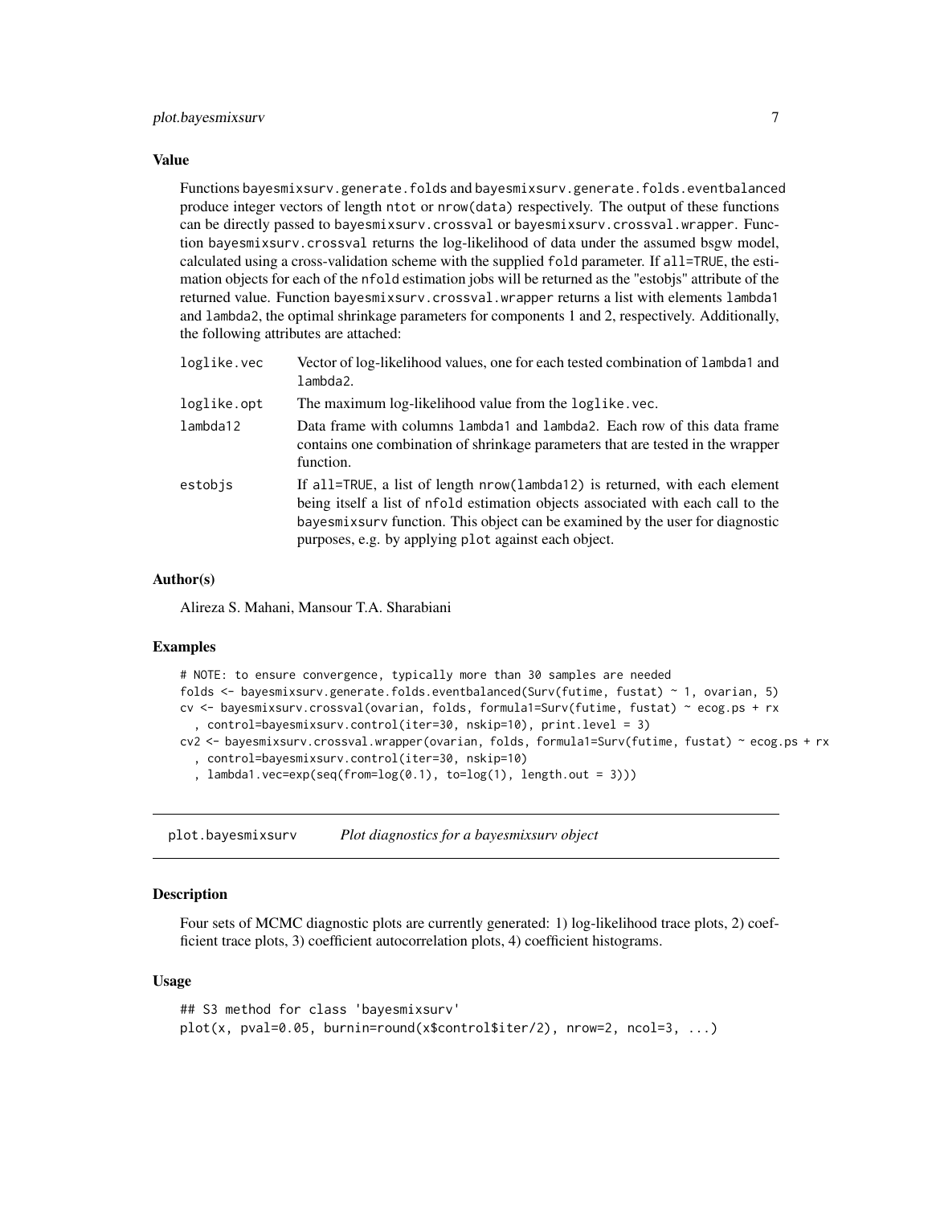### Value

Functions bayesmixsurv.generate.folds and bayesmixsurv.generate.folds.eventbalanced produce integer vectors of length ntot or nrow(data) respectively. The output of these functions can be directly passed to bayesmixsurv.crossval or bayesmixsurv.crossval.wrapper. Function bayesmixsurv.crossval returns the log-likelihood of data under the assumed bsgw model, calculated using a cross-validation scheme with the supplied fold parameter. If all=TRUE, the estimation objects for each of the nfold estimation jobs will be returned as the "estobjs" attribute of the returned value. Function bayesmixsurv.crossval.wrapper returns a list with elements lambda1 and lambda2, the optimal shrinkage parameters for components 1 and 2, respectively. Additionally, the following attributes are attached:

| | |
|---|---|
| loglike.vec | Vector of log-likelihood values, one for each tested combination of lambda1 and lambda2. |
| loglike.opt | The maximum log-likelihood value from the loglike.vec. |
| lambda12 | Data frame with columns lambda1 and lambda2. Each row of this data frame contains one combination of shrinkage parameters that are tested in the wrapper function. |
| estobjs | If all=TRUE, a list of length nrow(lambda12) is returned, with each element being itself a list of nfold estimation objects associated with each call to the bayesmixsurv function. This object can be examined by the user for diagnostic purposes, e.g. by applying plot against each object. |

### Author(s)

Alireza S. Mahani, Mansour T.A. Sharabiani

### Examples

```
# NOTE: to ensure convergence, typically more than 30 samples are needed
folds <- bayesmixsurv.generate.folds.eventbalanced(Surv(futime, fustat) ~ 1, ovarian, 5)
cv <- bayesmixsurv.crossval(ovarian, folds, formula1=Surv(futime, fustat) ~ ecog.ps + rx
  , control=bayesmixsurv.control(iter=30, nskip=10), print.level = 3)
cv2 <- bayesmixsurv.crossval.wrapper(ovarian, folds, formula1=Surv(futime, fustat) ~ ecog.ps + rx
  , control=bayesmixsurv.control(iter=30, nskip=10)
  , lambda1.vec=exp(seq(from=log(0.1), to=log(1), length.out = 3)))
```

---

## plot.bayesmixsurv *Plot diagnostics for a bayesmixsurv object*

### Description

Four sets of MCMC diagnostic plots are currently generated: 1) log-likelihood trace plots, 2) coefficient trace plots, 3) coefficient autocorrelation plots, 4) coefficient histograms.

### Usage

```
## S3 method for class 'bayesmixsurv'
plot(x, pval=0.05, burnin=round(x$control$iter/2), nrow=2, ncol=3, ...)
```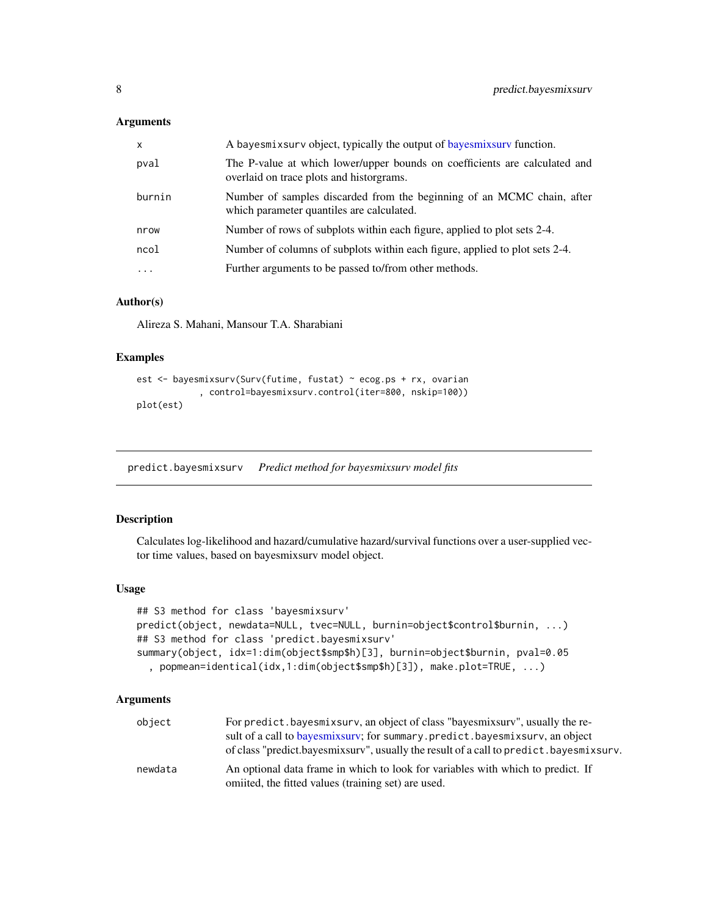### Arguments

| | |
|---|---|
| `x` | A `bayesmixsurv` object, typically the output of bayesmixsurv function. |
| `pval` | The P-value at which lower/upper bounds on coefficients are calculated and overlaid on trace plots and historgrams. |
| `burnin` | Number of samples discarded from the beginning of an MCMC chain, after which parameter quantiles are calculated. |
| `nrow` | Number of rows of subplots within each figure, applied to plot sets 2-4. |
| `ncol` | Number of columns of subplots within each figure, applied to plot sets 2-4. |
| `...` | Further arguments to be passed to/from other methods. |

### Author(s)

Alireza S. Mahani, Mansour T.A. Sharabiani

### Examples

```
est <- bayesmixsurv(Surv(futime, fustat) ~ ecog.ps + rx, ovarian
            , control=bayesmixsurv.control(iter=800, nskip=100))
plot(est)
```

---

## predict.bayesmixsurv *Predict method for bayesmixsurv model fits*

### Description

Calculates log-likelihood and hazard/cumulative hazard/survival functions over a user-supplied vector time values, based on bayesmixsurv model object.

### Usage

```
## S3 method for class 'bayesmixsurv'
predict(object, newdata=NULL, tvec=NULL, burnin=object$control$burnin, ...)
## S3 method for class 'predict.bayesmixsurv'
summary(object, idx=1:dim(object$smp$h)[3], burnin=object$burnin, pval=0.05
  , popmean=identical(idx,1:dim(object$smp$h)[3]), make.plot=TRUE, ...)
```

### Arguments

| | |
|---|---|
| `object` | For `predict.bayesmixsurv`, an object of class "bayesmixsurv", usually the result of a call to bayesmixsurv; for `summary.predict.bayesmixsurv`, an object of class "predict.bayesmixsurv", usually the result of a call to `predict.bayesmixsurv`. |
| `newdata` | An optional data frame in which to look for variables with which to predict. If omiited, the fitted values (training set) are used. |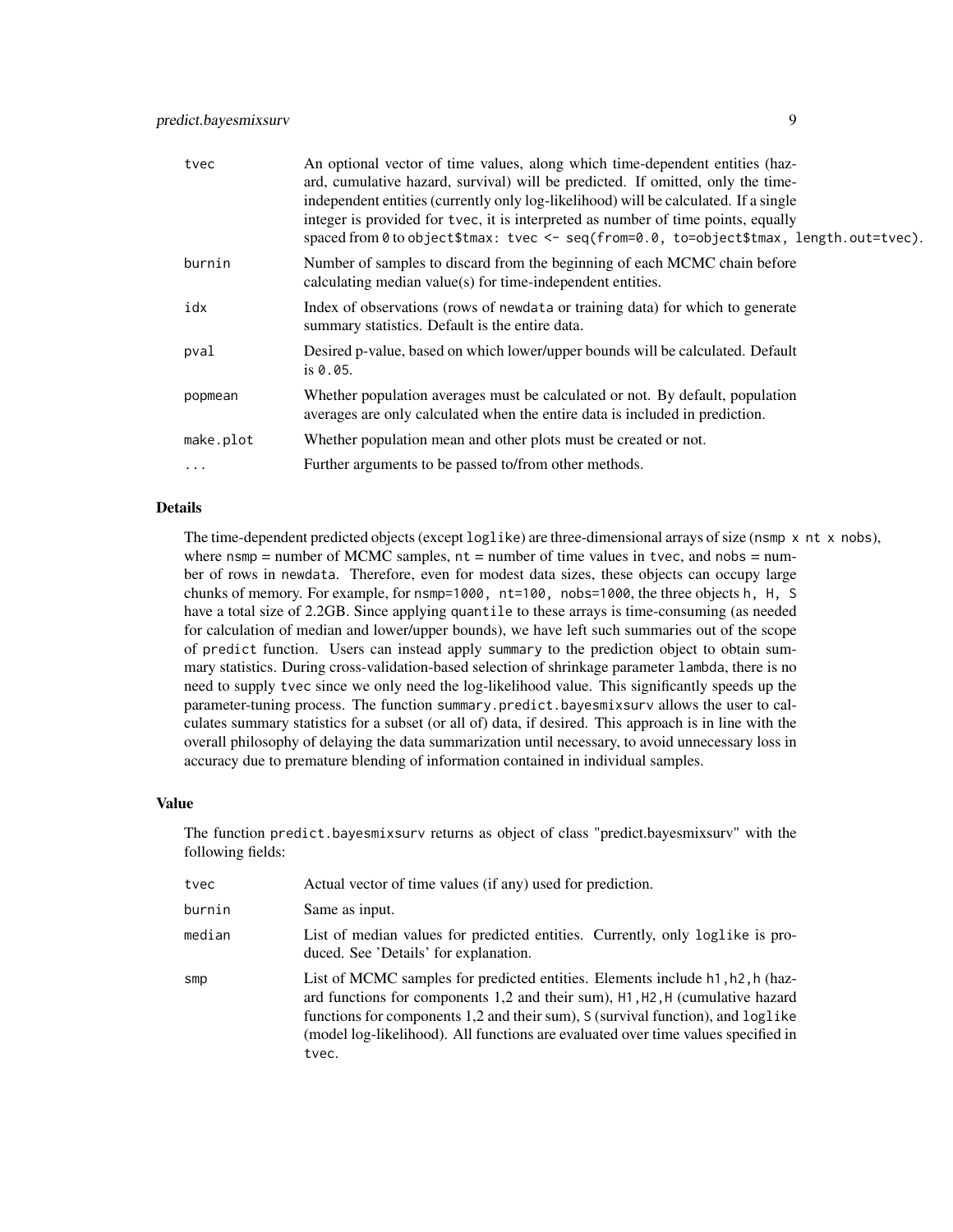| | |
|---|---|
| tvec | An optional vector of time values, along which time-dependent entities (hazard, cumulative hazard, survival) will be predicted. If omitted, only the time-independent entities (currently only log-likelihood) will be calculated. If a single integer is provided for tvec, it is interpreted as number of time points, equally spaced from 0 to object$tmax: tvec <- seq(from=0.0, to=object$tmax, length.out=tvec). |
| burnin | Number of samples to discard from the beginning of each MCMC chain before calculating median value(s) for time-independent entities. |
| idx | Index of observations (rows of newdata or training data) for which to generate summary statistics. Default is the entire data. |
| pval | Desired p-value, based on which lower/upper bounds will be calculated. Default is 0.05. |
| popmean | Whether population averages must be calculated or not. By default, population averages are only calculated when the entire data is included in prediction. |
| make.plot | Whether population mean and other plots must be created or not. |
| ... | Further arguments to be passed to/from other methods. |

## Details

The time-dependent predicted objects (except loglike) are three-dimensional arrays of size (nsmp x nt x nobs), where nsmp = number of MCMC samples, nt = number of time values in tvec, and nobs = number of rows in newdata. Therefore, even for modest data sizes, these objects can occupy large chunks of memory. For example, for nsmp=1000, nt=100, nobs=1000, the three objects h, H, S have a total size of 2.2GB. Since applying quantile to these arrays is time-consuming (as needed for calculation of median and lower/upper bounds), we have left such summaries out of the scope of predict function. Users can instead apply summary to the prediction object to obtain summary statistics. During cross-validation-based selection of shrinkage parameter lambda, there is no need to supply tvec since we only need the log-likelihood value. This significantly speeds up the parameter-tuning process. The function summary.predict.bayesmixsurv allows the user to calculates summary statistics for a subset (or all of) data, if desired. This approach is in line with the overall philosophy of delaying the data summarization until necessary, to avoid unnecessary loss in accuracy due to premature blending of information contained in individual samples.

## Value

The function predict.bayesmixsurv returns as object of class "predict.bayesmixsurv" with the following fields:

| | |
|---|---|
| tvec | Actual vector of time values (if any) used for prediction. |
| burnin | Same as input. |
| median | List of median values for predicted entities. Currently, only loglike is produced. See 'Details' for explanation. |
| smp | List of MCMC samples for predicted entities. Elements include h1,h2,h (hazard functions for components 1,2 and their sum), H1,H2,H (cumulative hazard functions for components 1,2 and their sum), S (survival function), and loglike (model log-likelihood). All functions are evaluated over time values specified in tvec. |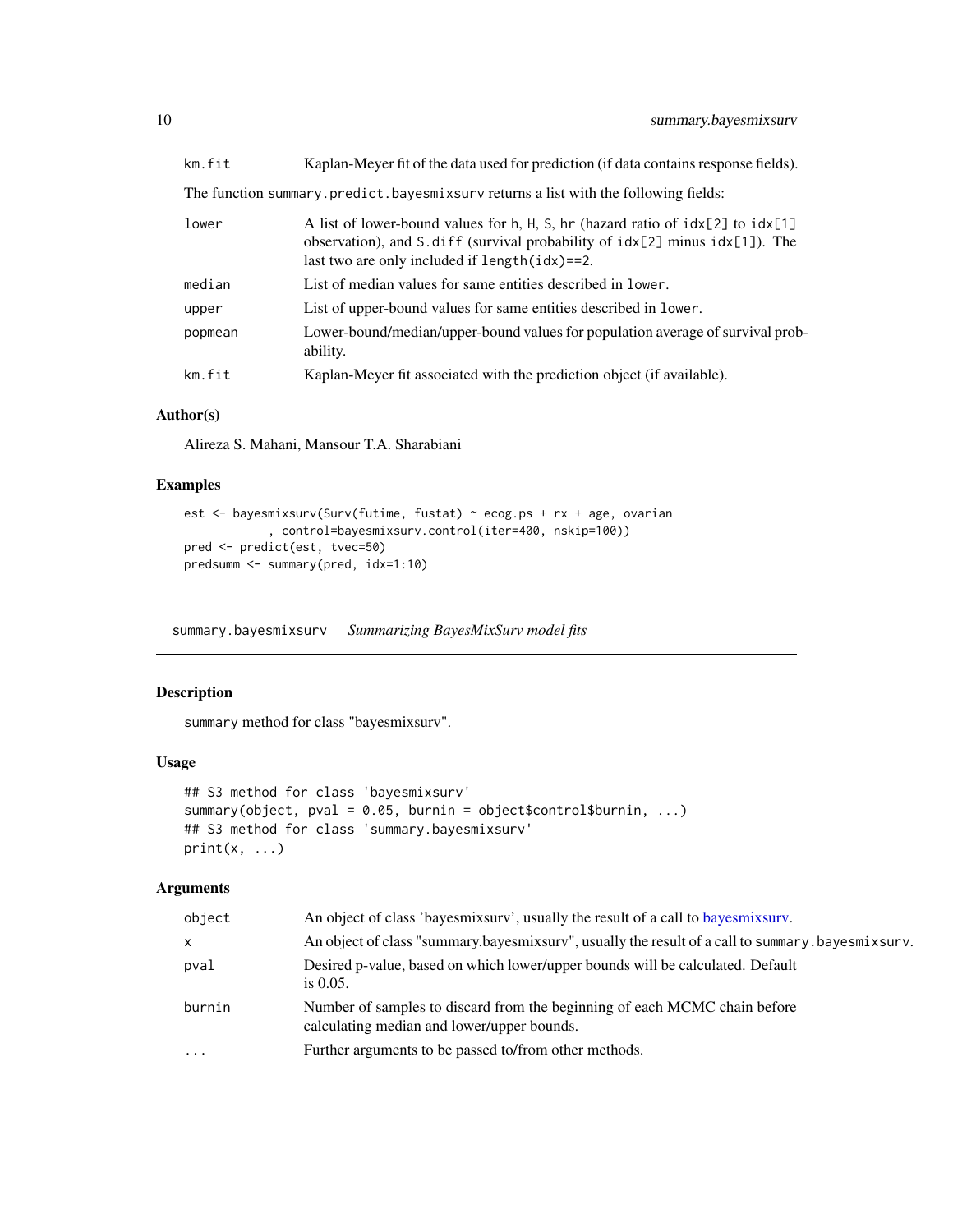| | |
|---|---|
| km.fit | Kaplan-Meyer fit of the data used for prediction (if data contains response fields). |

The function `summary.predict.bayesmixsurv` returns a list with the following fields:

| | |
|---|---|
| lower | A list of lower-bound values for h, H, S, hr (hazard ratio of idx[2] to idx[1] observation), and S.diff (survival probability of idx[2] minus idx[1]). The last two are only included if length(idx)==2. |
| median | List of median values for same entities described in lower. |
| upper | List of upper-bound values for same entities described in lower. |
| popmean | Lower-bound/median/upper-bound values for population average of survival probability. |
| km.fit | Kaplan-Meyer fit associated with the prediction object (if available). |

### Author(s)

Alireza S. Mahani, Mansour T.A. Sharabiani

### Examples

```
est <- bayesmixsurv(Surv(futime, fustat) ~ ecog.ps + rx + age, ovarian
            , control=bayesmixsurv.control(iter=400, nskip=100))
pred <- predict(est, tvec=50)
predsumm <- summary(pred, idx=1:10)
```

## summary.bayesmixsurv *Summarizing BayesMixSurv model fits*

### Description

`summary` method for class "bayesmixsurv".

### Usage

```
## S3 method for class 'bayesmixsurv'
summary(object, pval = 0.05, burnin = object$control$burnin, ...)
## S3 method for class 'summary.bayesmixsurv'
print(x, ...)
```

### Arguments

| | |
|---|---|
| object | An object of class 'bayesmixsurv', usually the result of a call to bayesmixsurv. |
| x | An object of class "summary.bayesmixsurv", usually the result of a call to summary.bayesmixsurv. |
| pval | Desired p-value, based on which lower/upper bounds will be calculated. Default is 0.05. |
| burnin | Number of samples to discard from the beginning of each MCMC chain before calculating median and lower/upper bounds. |
| ... | Further arguments to be passed to/from other methods. |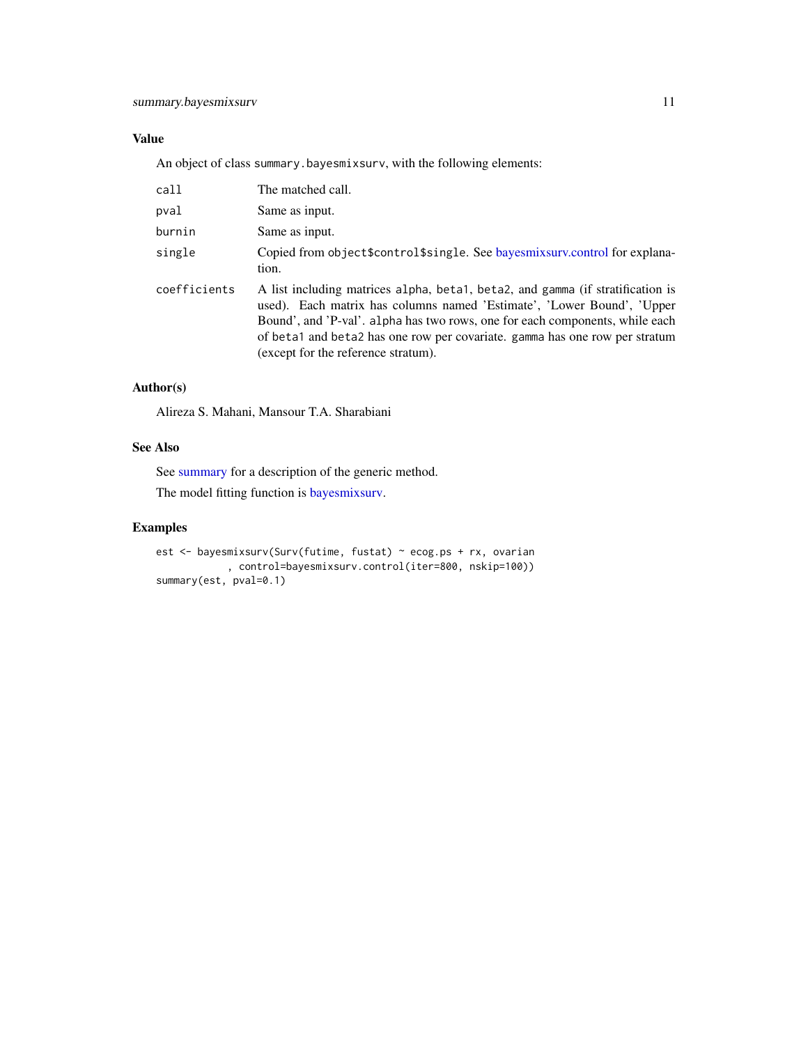## Value

An object of class `summary.bayesmixsurv`, with the following elements:

| | |
|---|---|
| `call` | The matched call. |
| `pval` | Same as input. |
| `burnin` | Same as input. |
| `single` | Copied from `object$control$single`. See bayesmixsurv.control for explanation. |
| `coefficients` | A list including matrices `alpha`, `beta1`, `beta2`, and `gamma` (if stratification is used). Each matrix has columns named 'Estimate', 'Lower Bound', 'Upper Bound', and 'P-val'. `alpha` has two rows, one for each components, while each of `beta1` and `beta2` has one row per covariate. `gamma` has one row per stratum (except for the reference stratum). |

## Author(s)

Alireza S. Mahani, Mansour T.A. Sharabiani

## See Also

See summary for a description of the generic method.

The model fitting function is bayesmixsurv.

## Examples

```
est <- bayesmixsurv(Surv(futime, fustat) ~ ecog.ps + rx, ovarian
             , control=bayesmixsurv.control(iter=800, nskip=100))
summary(est, pval=0.1)
```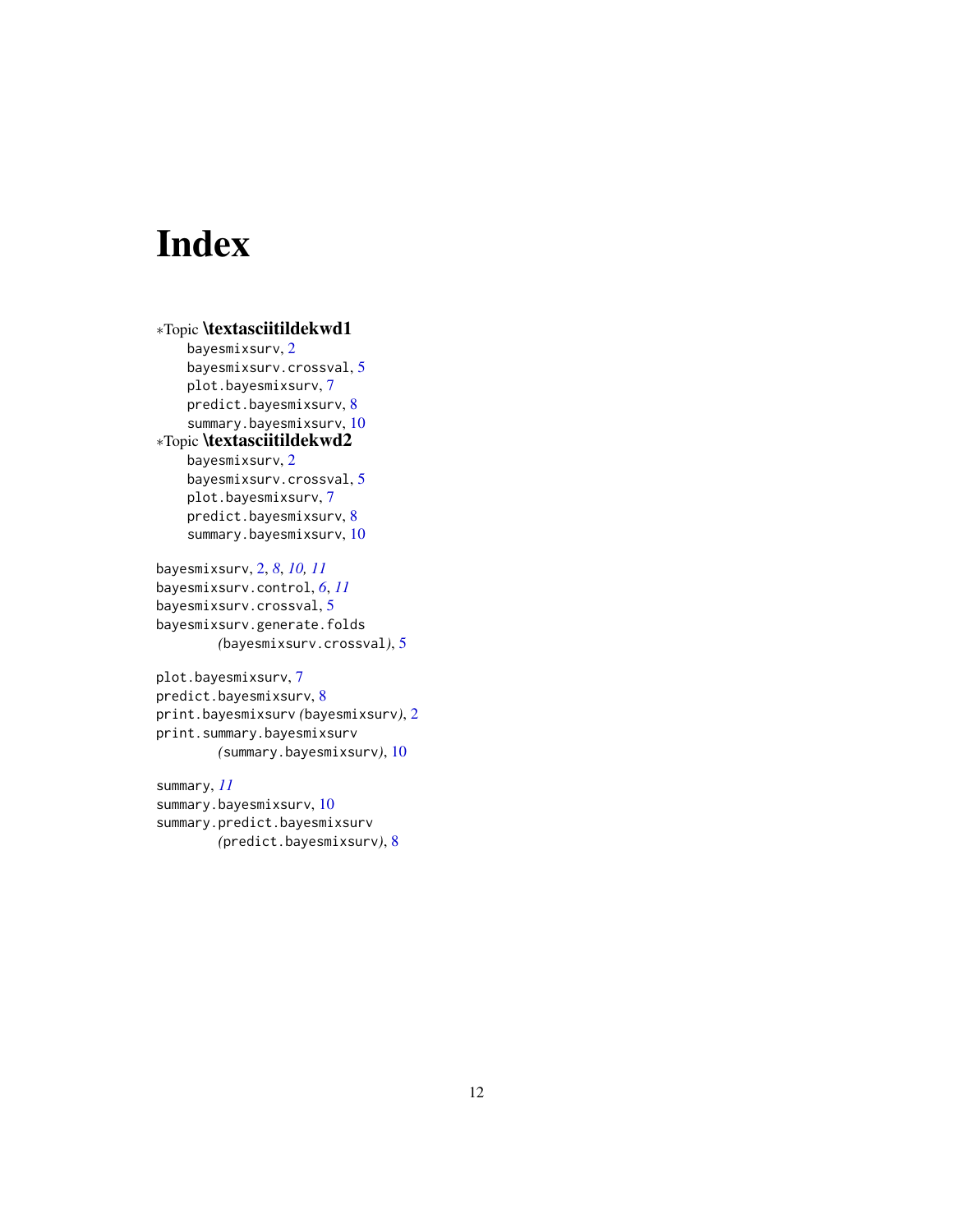# Index

∗Topic **\textasciitildekwd1**

- bayesmixsurv, 2
- bayesmixsurv.crossval, 5
- plot.bayesmixsurv, 7
- predict.bayesmixsurv, 8
- summary.bayesmixsurv, 10

∗Topic **\textasciitildekwd2**

- bayesmixsurv, 2
- bayesmixsurv.crossval, 5
- plot.bayesmixsurv, 7
- predict.bayesmixsurv, 8
- summary.bayesmixsurv, 10

bayesmixsurv, 2, *8*, *10, 11*
bayesmixsurv.control, *6*, *11*
bayesmixsurv.crossval, 5
bayesmixsurv.generate.folds
&nbsp;&nbsp;&nbsp;&nbsp;&nbsp;&nbsp;&nbsp;&nbsp;*(*bayesmixsurv.crossval*)*, 5

plot.bayesmixsurv, 7
predict.bayesmixsurv, 8
print.bayesmixsurv *(*bayesmixsurv*)*, 2
print.summary.bayesmixsurv
&nbsp;&nbsp;&nbsp;&nbsp;&nbsp;&nbsp;&nbsp;&nbsp;*(*summary.bayesmixsurv*)*, 10

summary, *11*
summary.bayesmixsurv, 10
summary.predict.bayesmixsurv
&nbsp;&nbsp;&nbsp;&nbsp;&nbsp;&nbsp;&nbsp;&nbsp;*(*predict.bayesmixsurv*)*, 8